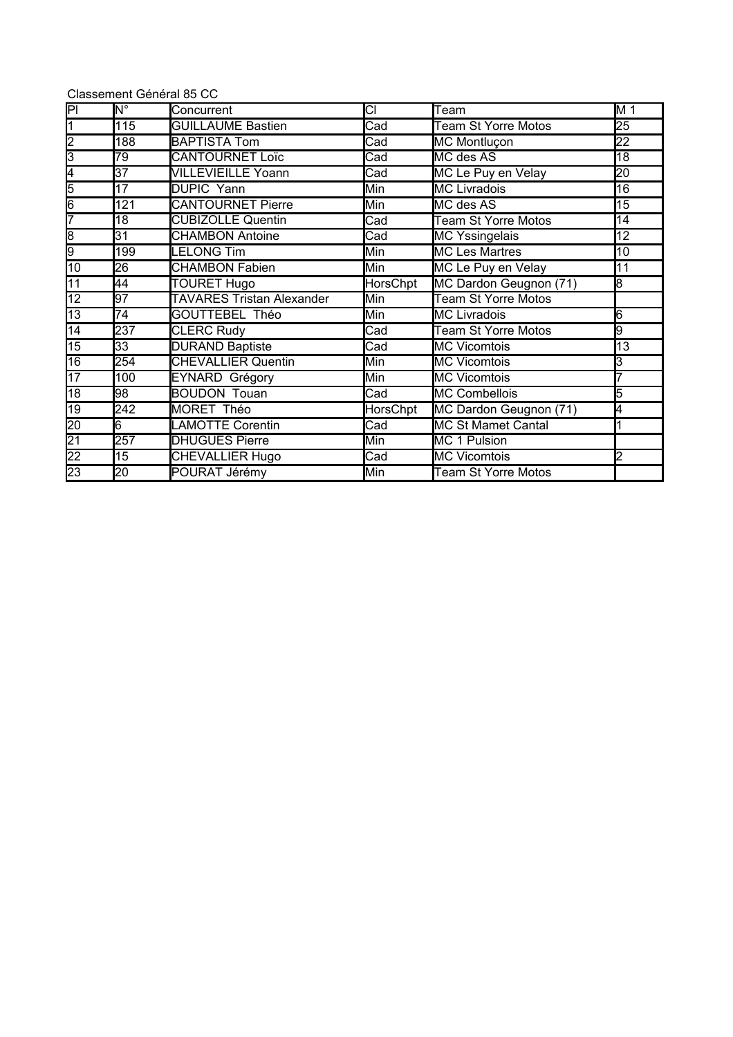Classement Général 85 CC

| Pl | N° | Concurrent | Cl | Team | M 1 |
|---|---|---|---|---|---|
| 1 | 115 | GUILLAUME Bastien | Cad | Team St Yorre Motos | 25 |
| 2 | 188 | BAPTISTA Tom | Cad | MC Montluçon | 22 |
| 3 | 79 | CANTOURNET Loïc | Cad | MC des AS | 18 |
| 4 | 37 | VILLEVIEILLE Yoann | Cad | MC Le Puy en Velay | 20 |
| 5 | 17 | DUPIC Yann | Min | MC Livradois | 16 |
| 6 | 121 | CANTOURNET Pierre | Min | MC des AS | 15 |
| 7 | 18 | CUBIZOLLE Quentin | Cad | Team St Yorre Motos | 14 |
| 8 | 31 | CHAMBON Antoine | Cad | MC Yssingelais | 12 |
| 9 | 199 | LELONG Tim | Min | MC Les Martres | 10 |
| 10 | 26 | CHAMBON Fabien | Min | MC Le Puy en Velay | 11 |
| 11 | 44 | TOURET Hugo | HorsChpt | MC Dardon Geugnon (71) | 8 |
| 12 | 97 | TAVARES Tristan Alexander | Min | Team St Yorre Motos | |
| 13 | 74 | GOUTTEBEL Théo | Min | MC Livradois | 6 |
| 14 | 237 | CLERC Rudy | Cad | Team St Yorre Motos | 9 |
| 15 | 33 | DURAND Baptiste | Cad | MC Vicomtois | 13 |
| 16 | 254 | CHEVALLIER Quentin | Min | MC Vicomtois | 3 |
| 17 | 100 | EYNARD Grégory | Min | MC Vicomtois | 7 |
| 18 | 98 | BOUDON Touan | Cad | MC Combellois | 5 |
| 19 | 242 | MORET Théo | HorsChpt | MC Dardon Geugnon (71) | 4 |
| 20 | 6 | LAMOTTE Corentin | Cad | MC St Mamet Cantal | 1 |
| 21 | 257 | DHUGUES Pierre | Min | MC 1 Pulsion | |
| 22 | 15 | CHEVALLIER Hugo | Cad | MC Vicomtois | 2 |
| 23 | 20 | POURAT Jérémy | Min | Team St Yorre Motos | |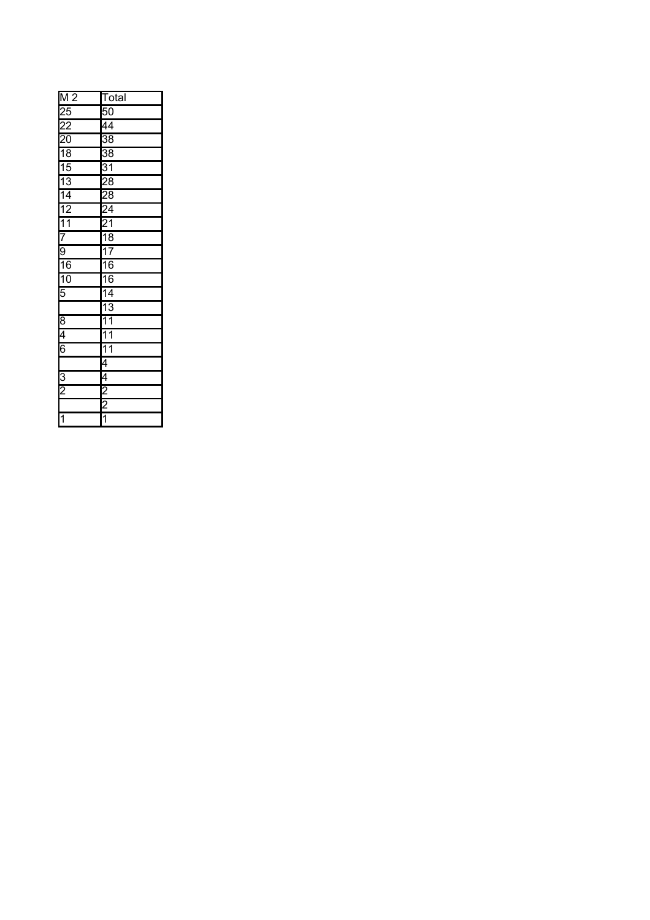| M 2 | Total |
|---|---|
| 25 | 50 |
| 22 | 44 |
| 20 | 38 |
| 18 | 38 |
| 15 | 31 |
| 13 | 28 |
| 14 | 28 |
| 12 | 24 |
| 11 | 21 |
| 7 | 18 |
| 9 | 17 |
| 16 | 16 |
| 10 | 16 |
| 5 | 14 |
|  | 13 |
| 8 | 11 |
| 4 | 11 |
| 6 | 11 |
|  | 4 |
| 3 | 4 |
| 2 | 2 |
|  | 2 |
| 1 | 1 |